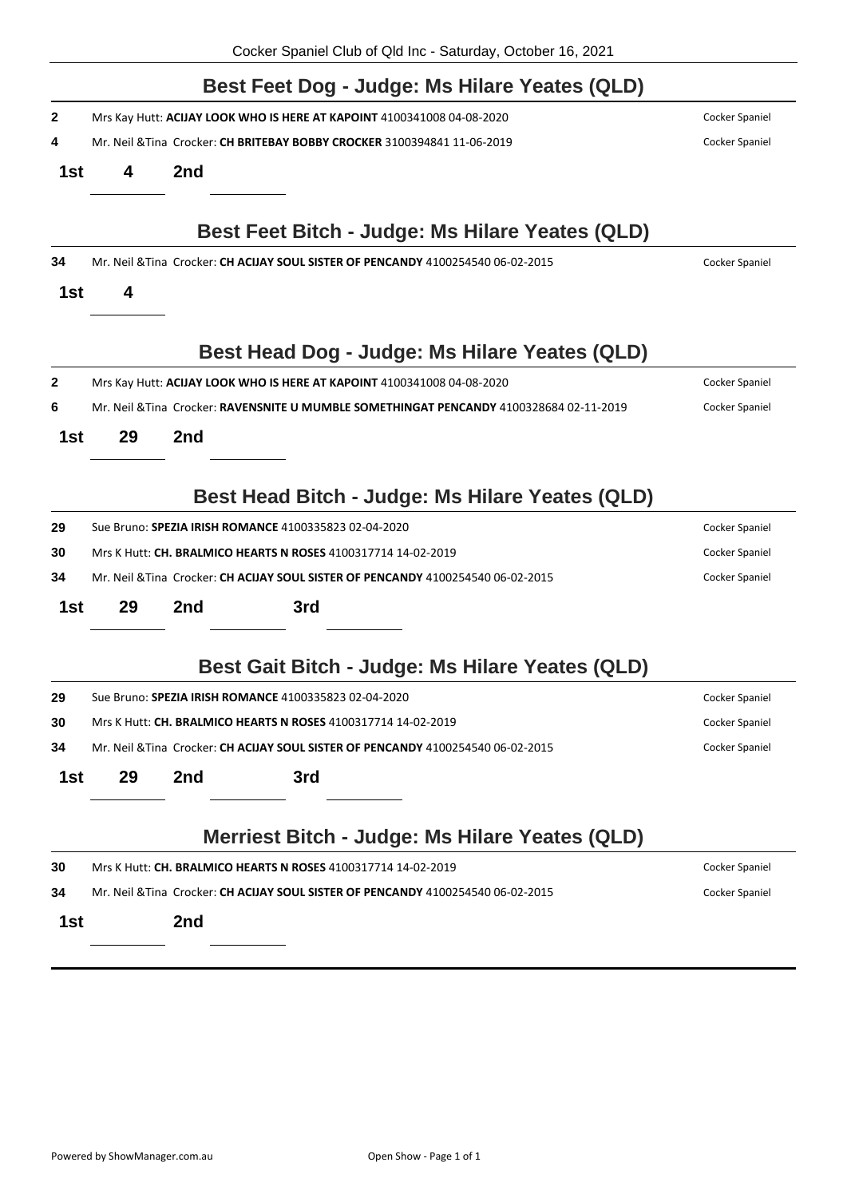Cocker Spaniel Club of Qld Inc - Saturday, October 16, 2021

## Best Feet Dog - Judge: Ms Hilare Yeates (QLD)

**2** Mrs Kay Hutt: **ACIJAY LOOK WHO IS HERE AT KAPOINT** 4100341008 04-08-2020 — Cocker Spaniel

**4** Mr. Neil &Tina Crocker: **CH BRITEBAY BOBBY CROCKER** 3100394841 11-06-2019 — Cocker Spaniel

**1st** 4 **2nd**

## Best Feet Bitch - Judge: Ms Hilare Yeates (QLD)

**34** Mr. Neil &Tina Crocker: **CH ACIJAY SOUL SISTER OF PENCANDY** 4100254540 06-02-2015 — Cocker Spaniel

**1st** 4

## Best Head Dog - Judge: Ms Hilare Yeates (QLD)

**2** Mrs Kay Hutt: **ACIJAY LOOK WHO IS HERE AT KAPOINT** 4100341008 04-08-2020 — Cocker Spaniel

**6** Mr. Neil &Tina Crocker: **RAVENSNITE U MUMBLE SOMETHINGAT PENCANDY** 4100328684 02-11-2019 — Cocker Spaniel

**1st** 29 **2nd**

## Best Head Bitch - Judge: Ms Hilare Yeates (QLD)

**29** Sue Bruno: **SPEZIA IRISH ROMANCE** 4100335823 02-04-2020 — Cocker Spaniel

**30** Mrs K Hutt: **CH. BRALMICO HEARTS N ROSES** 4100317714 14-02-2019 — Cocker Spaniel

**34** Mr. Neil &Tina Crocker: **CH ACIJAY SOUL SISTER OF PENCANDY** 4100254540 06-02-2015 — Cocker Spaniel

**1st** 29 **2nd** **3rd**

## Best Gait Bitch - Judge: Ms Hilare Yeates (QLD)

**29** Sue Bruno: **SPEZIA IRISH ROMANCE** 4100335823 02-04-2020 — Cocker Spaniel

**30** Mrs K Hutt: **CH. BRALMICO HEARTS N ROSES** 4100317714 14-02-2019 — Cocker Spaniel

**34** Mr. Neil &Tina Crocker: **CH ACIJAY SOUL SISTER OF PENCANDY** 4100254540 06-02-2015 — Cocker Spaniel

**1st** 29 **2nd** **3rd**

## Merriest Bitch - Judge: Ms Hilare Yeates (QLD)

**30** Mrs K Hutt: **CH. BRALMICO HEARTS N ROSES** 4100317714 14-02-2019 — Cocker Spaniel

**34** Mr. Neil &Tina Crocker: **CH ACIJAY SOUL SISTER OF PENCANDY** 4100254540 06-02-2015 — Cocker Spaniel

**1st** **2nd**

Powered by ShowManager.com.au — Open Show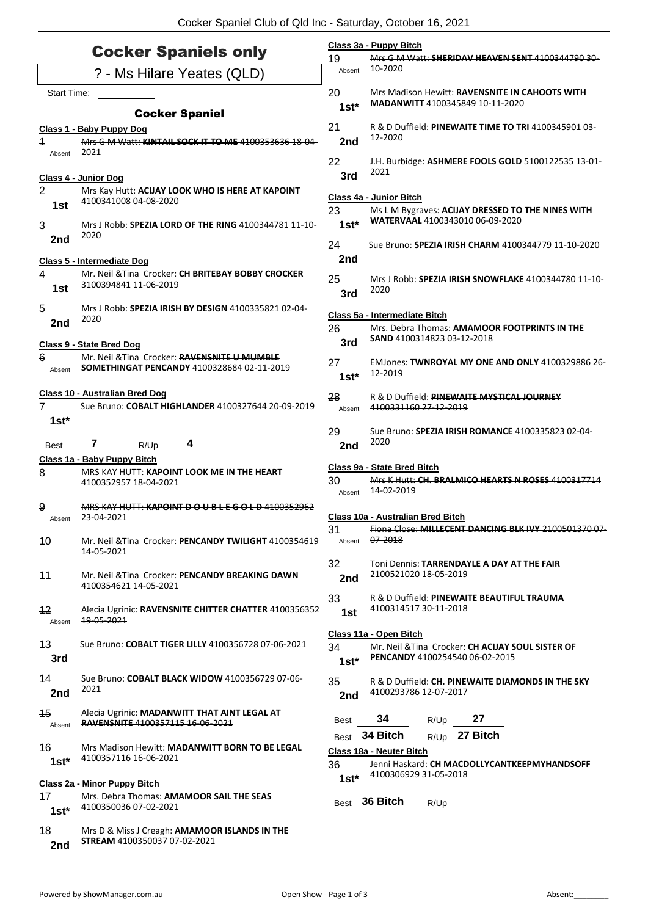# Cocker Spaniels only

## ? - Ms Hilare Yeates (QLD)

Start Time: \_\_\_\_\_\_\_\_\_\_

### Cocker Spaniel

**Class 1 - Baby Puppy Dog**

1 Absent ~~Mrs G M Watt: **KINTAIL SOCK IT TO ME** 4100353636 18-04-2021~~

**Class 4 - Junior Dog**

2 **1st** Mrs Kay Hutt: **ACIJAY LOOK WHO IS HERE AT KAPOINT** 4100341008 04-08-2020

3 **2nd** Mrs J Robb: **SPEZIA LORD OF THE RING** 4100344781 11-10-2020

**Class 5 - Intermediate Dog**

4 **1st** Mr. Neil &Tina Crocker: **CH BRITEBAY BOBBY CROCKER** 3100394841 11-06-2019

5 **2nd** Mrs J Robb: **SPEZIA IRISH BY DESIGN** 4100335821 02-04-2020

**Class 9 - State Bred Dog**

6 Absent ~~Mr. Neil &Tina Crocker: **RAVENSNITE U MUMBLE SOMETHINGAT PENCANDY** 4100328684 02-11-2019~~

**Class 10 - Australian Bred Dog**

7 **1st\*** Sue Bruno: **COBALT HIGHLANDER** 4100327644 20-09-2019

Best **7** R/Up **4**

**Class 1a - Baby Puppy Bitch**

8 MRS KAY HUTT: **KAPOINT LOOK ME IN THE HEART** 4100352957 18-04-2021

9 Absent ~~MRS KAY HUTT: **KAPOINT D O U B L E G O L D** 4100352962 23-04-2021~~

10 Mr. Neil &Tina Crocker: **PENCANDY TWILIGHT** 4100354619 14-05-2021

11 Mr. Neil &Tina Crocker: **PENCANDY BREAKING DAWN** 4100354621 14-05-2021

12 Absent ~~Alecia Ugrinic: **RAVENSNITE CHITTER CHATTER** 4100356352 19-05-2021~~

13 **3rd** Sue Bruno: **COBALT TIGER LILLY** 4100356728 07-06-2021

14 **2nd** Sue Bruno: **COBALT BLACK WIDOW** 4100356729 07-06-2021

15 Absent ~~Alecia Ugrinic: **MADANWITT THAT AINT LEGAL AT RAVENSNITE** 4100357115 16-06-2021~~

16 **1st\*** Mrs Madison Hewitt: **MADANWITT BORN TO BE LEGAL** 4100357116 16-06-2021

**Class 2a - Minor Puppy Bitch**

17 **1st\*** Mrs. Debra Thomas: **AMAMOOR SAIL THE SEAS** 4100350036 07-02-2021

18 **2nd** Mrs D & Miss J Creagh: **AMAMOOR ISLANDS IN THE STREAM** 4100350037 07-02-2021

**Class 3a - Puppy Bitch**

19 Absent ~~Mrs G M Watt: **SHERIDAV HEAVEN SENT** 4100344790 30-10-2020~~

20 **1st\*** Mrs Madison Hewitt: **RAVENSNITE IN CAHOOTS WITH MADANWITT** 4100345849 10-11-2020

21 **2nd** R & D Duffield: **PINEWAITE TIME TO TRI** 4100345901 03-12-2020

22 **3rd** J.H. Burbidge: **ASHMERE FOOLS GOLD** 5100122535 13-01-2021

**Class 4a - Junior Bitch**

23 **1st\*** Ms L M Bygraves: **ACIJAY DRESSED TO THE NINES WITH WATERVAAL** 4100343010 06-09-2020

24 **2nd** Sue Bruno: **SPEZIA IRISH CHARM** 4100344779 11-10-2020

25 **3rd** Mrs J Robb: **SPEZIA IRISH SNOWFLAKE** 4100344780 11-10-2020

**Class 5a - Intermediate Bitch**

26 **3rd** Mrs. Debra Thomas: **AMAMOOR FOOTPRINTS IN THE SAND** 4100314823 03-12-2018

27 **1st\*** EMJones: **TWNROYAL MY ONE AND ONLY** 4100329886 26-12-2019

28 Absent ~~R & D Duffield: **PINEWAITE MYSTICAL JOURNEY** 4100331160 27-12-2019~~

29 **2nd** Sue Bruno: **SPEZIA IRISH ROMANCE** 4100335823 02-04-2020

**Class 9a - State Bred Bitch**

30 Absent ~~Mrs K Hutt: **CH. BRALMICO HEARTS N ROSES** 4100317714 14-02-2019~~

**Class 10a - Australian Bred Bitch**

31 Absent ~~Fiona Close: **MILLECENT DANCING BLK IVY** 2100501370 07-07-2018~~

32 **2nd** Toni Dennis: **TARRENDAYLE A DAY AT THE FAIR** 2100521020 18-05-2019

33 **1st** R & D Duffield: **PINEWAITE BEAUTIFUL TRAUMA** 4100314517 30-11-2018

**Class 11a - Open Bitch**

34 **1st\*** Mr. Neil &Tina Crocker: **CH ACIJAY SOUL SISTER OF PENCANDY** 4100254540 06-02-2015

35 **2nd** R & D Duffield: **CH. PINEWAITE DIAMONDS IN THE SKY** 4100293786 12-07-2017

Best **34** R/Up **27**

Best **34 Bitch** R/Up **27 Bitch**

**Class 18a - Neuter Bitch**

36 **1st\*** Jenni Haskard: **CH MACDOLLYCANTKEEPMYHANDSOFF** 4100306929 31-05-2018

Best **36 Bitch** R/Up \_\_\_\_\_\_\_\_\_\_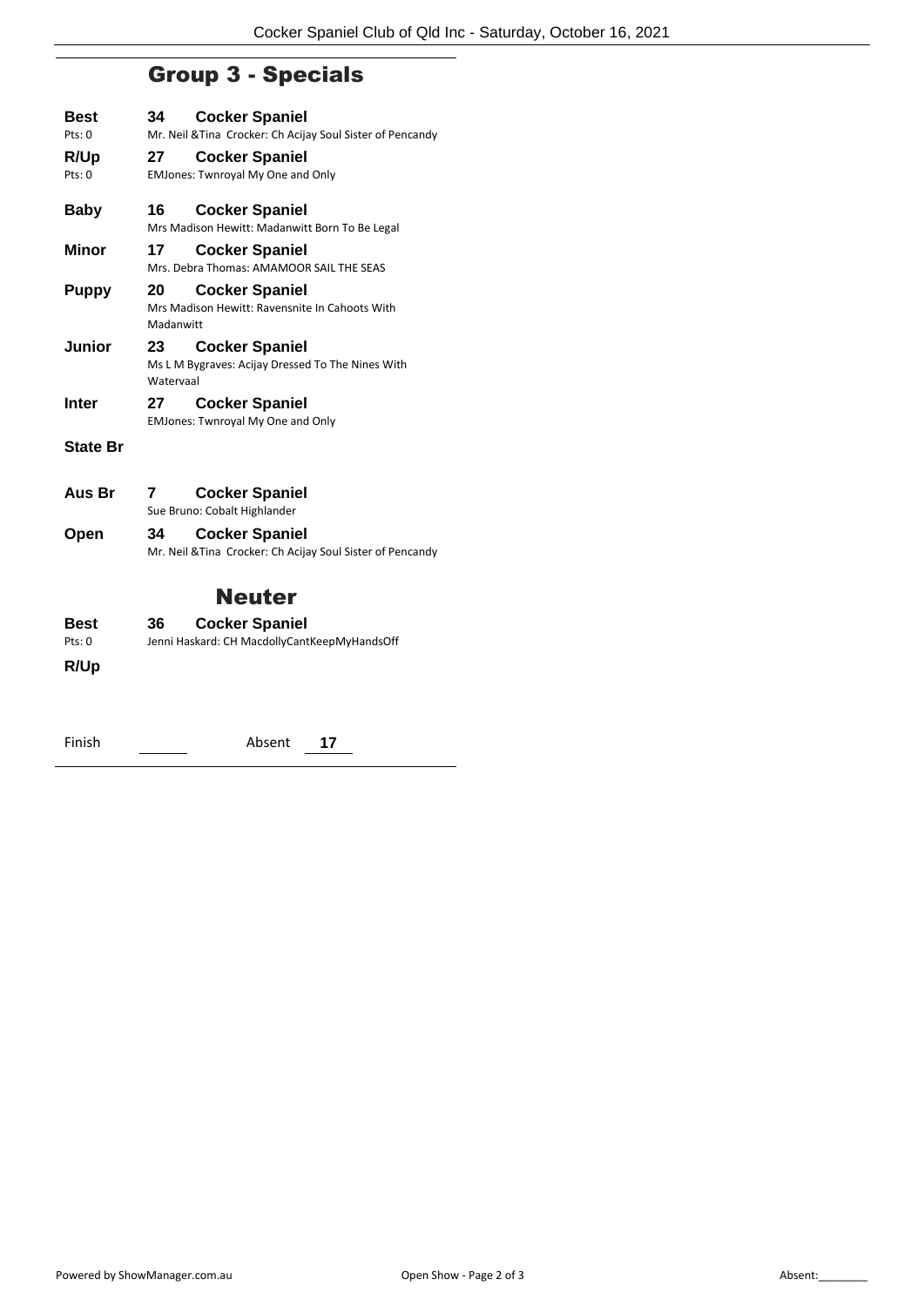## Group 3 - Specials

**Best** 34 **Cocker Spaniel**
Pts: 0 Mr. Neil &Tina Crocker: Ch Acijay Soul Sister of Pencandy

**R/Up** 27 **Cocker Spaniel**
Pts: 0 EMJones: Twnroyal My One and Only

**Baby** 16 **Cocker Spaniel**
Mrs Madison Hewitt: Madanwitt Born To Be Legal

**Minor** 17 **Cocker Spaniel**
Mrs. Debra Thomas: AMAMOOR SAIL THE SEAS

**Puppy** 20 **Cocker Spaniel**
Mrs Madison Hewitt: Ravensnite In Cahoots With Madanwitt

**Junior** 23 **Cocker Spaniel**
Ms L M Bygraves: Acijay Dressed To The Nines With Watervaal

**Inter** 27 **Cocker Spaniel**
EMJones: Twnroyal My One and Only

**State Br**

**Aus Br** 7 **Cocker Spaniel**
Sue Bruno: Cobalt Highlander

**Open** 34 **Cocker Spaniel**
Mr. Neil &Tina Crocker: Ch Acijay Soul Sister of Pencandy

## Neuter

**Best** 36 **Cocker Spaniel**
Pts: 0 Jenni Haskard: CH MacdollyCantKeepMyHandsOff

**R/Up**

Finish ______ Absent **17**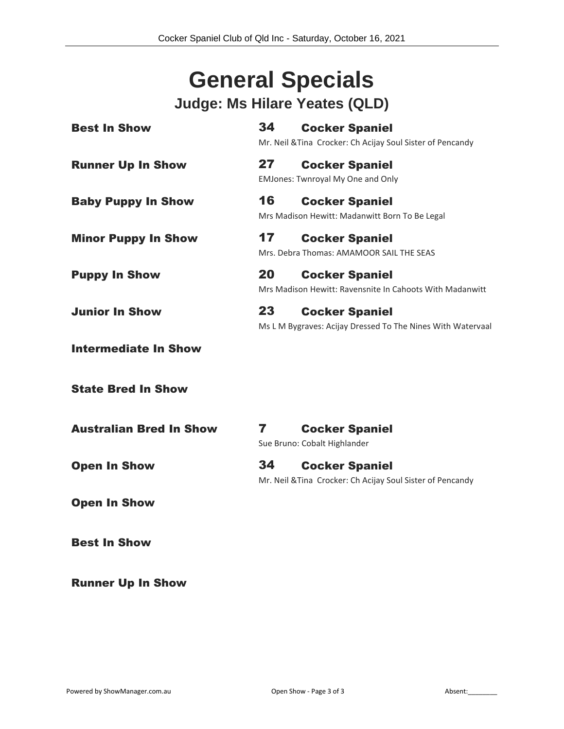# General Specials

## Judge: Ms Hilare Yeates (QLD)

**Best In Show** — **34 Cocker Spaniel**
Mr. Neil &Tina Crocker: Ch Acijay Soul Sister of Pencandy

**Runner Up In Show** — **27 Cocker Spaniel**
EMJones: Twnroyal My One and Only

**Baby Puppy In Show** — **16 Cocker Spaniel**
Mrs Madison Hewitt: Madanwitt Born To Be Legal

**Minor Puppy In Show** — **17 Cocker Spaniel**
Mrs. Debra Thomas: AMAMOOR SAIL THE SEAS

**Puppy In Show** — **20 Cocker Spaniel**
Mrs Madison Hewitt: Ravensnite In Cahoots With Madanwitt

**Junior In Show** — **23 Cocker Spaniel**
Ms L M Bygraves: Acijay Dressed To The Nines With Watervaal

**Intermediate In Show**

**State Bred In Show**

**Australian Bred In Show** — **7 Cocker Spaniel**
Sue Bruno: Cobalt Highlander

**Open In Show** — **34 Cocker Spaniel**
Mr. Neil &Tina Crocker: Ch Acijay Soul Sister of Pencandy

**Open In Show**

**Best In Show**

**Runner Up In Show**

Absent:________